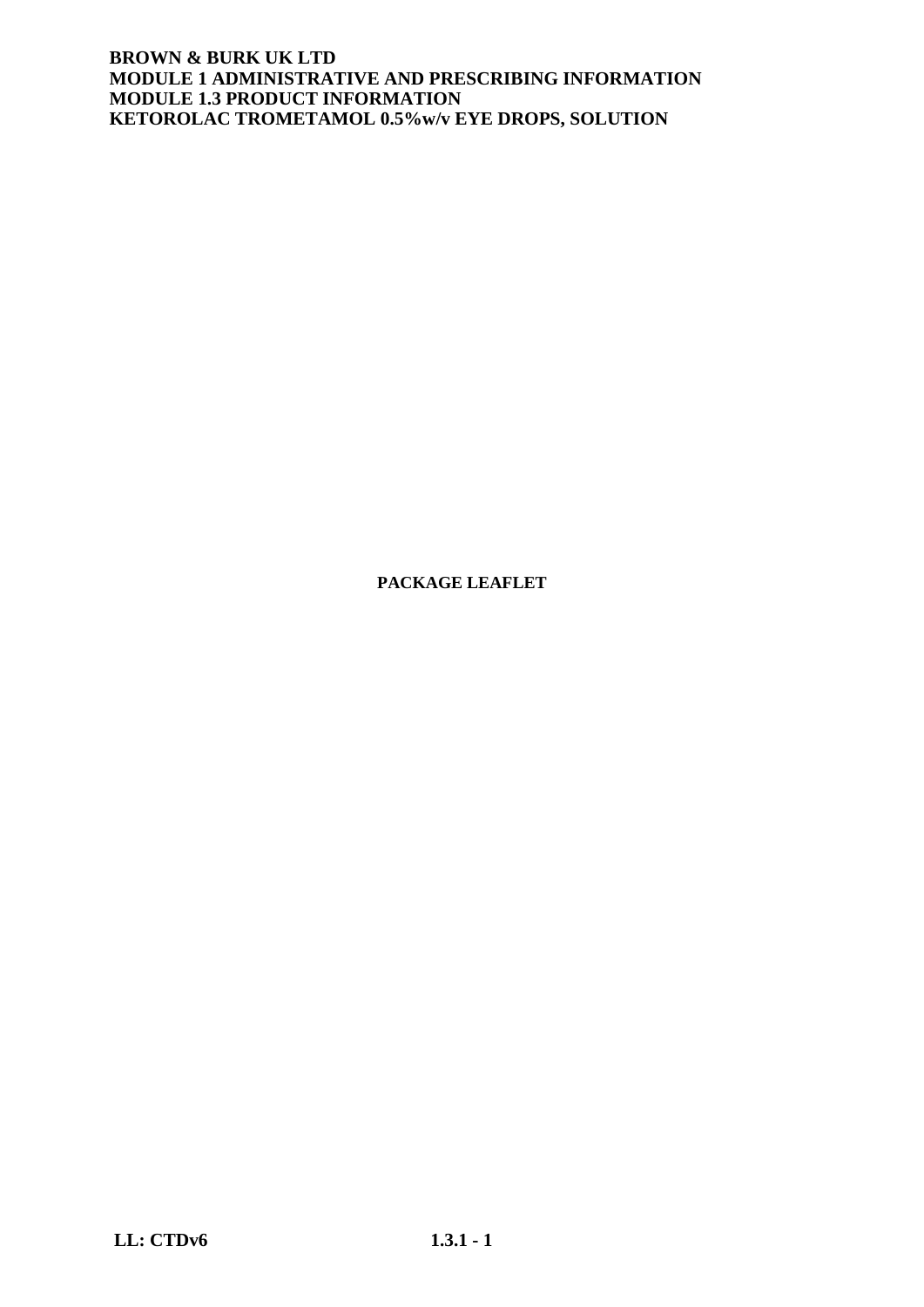**BROWN & BURK UK LTD**
**MODULE 1 ADMINISTRATIVE AND PRESCRIBING INFORMATION**
**MODULE 1.3 PRODUCT INFORMATION**
**KETOROLAC TROMETAMOL 0.5%w/v EYE DROPS, SOLUTION**

# PACKAGE LEAFLET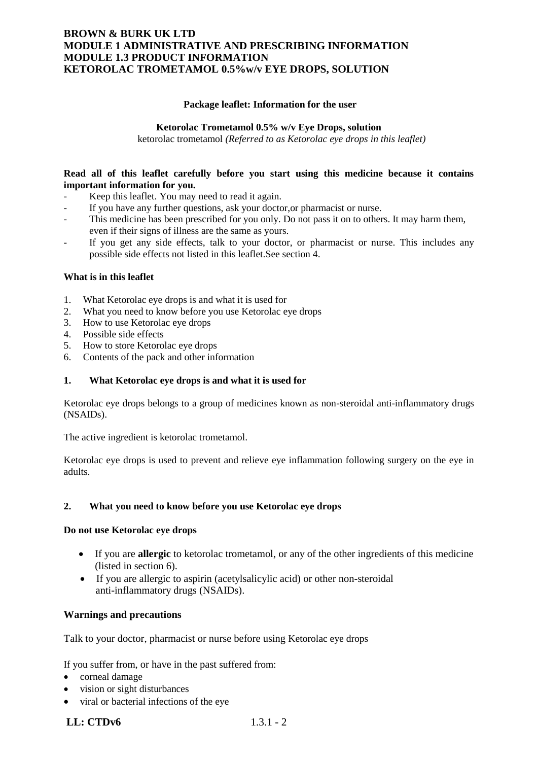**Package leaflet: Information for the user**

**Ketorolac Trometamol 0.5% w/v Eye Drops, solution**

ketorolac trometamol *(Referred to as Ketorolac eye drops in this leaflet)*

**Read all of this leaflet carefully before you start using this medicine because it contains important information for you.**

- Keep this leaflet. You may need to read it again.
- If you have any further questions, ask your doctor,or pharmacist or nurse.
- This medicine has been prescribed for you only. Do not pass it on to others. It may harm them, even if their signs of illness are the same as yours.
- If you get any side effects, talk to your doctor, or pharmacist or nurse. This includes any possible side effects not listed in this leaflet.See section 4.

**What is in this leaflet**

1. What Ketorolac eye drops is and what it is used for
2. What you need to know before you use Ketorolac eye drops
3. How to use Ketorolac eye drops
4. Possible side effects
5. How to store Ketorolac eye drops
6. Contents of the pack and other information

## 1. What Ketorolac eye drops is and what it is used for

Ketorolac eye drops belongs to a group of medicines known as non-steroidal anti-inflammatory drugs (NSAIDs).

The active ingredient is ketorolac trometamol.

Ketorolac eye drops is used to prevent and relieve eye inflammation following surgery on the eye in adults.

## 2. What you need to know before you use Ketorolac eye drops

**Do not use Ketorolac eye drops**

- If you are **allergic** to ketorolac trometamol, or any of the other ingredients of this medicine (listed in section 6).
- If you are allergic to aspirin (acetylsalicylic acid) or other non-steroidal anti-inflammatory drugs (NSAIDs).

**Warnings and precautions**

Talk to your doctor, pharmacist or nurse before using Ketorolac eye drops

If you suffer from, or have in the past suffered from:

- corneal damage
- vision or sight disturbances
- viral or bacterial infections of the eye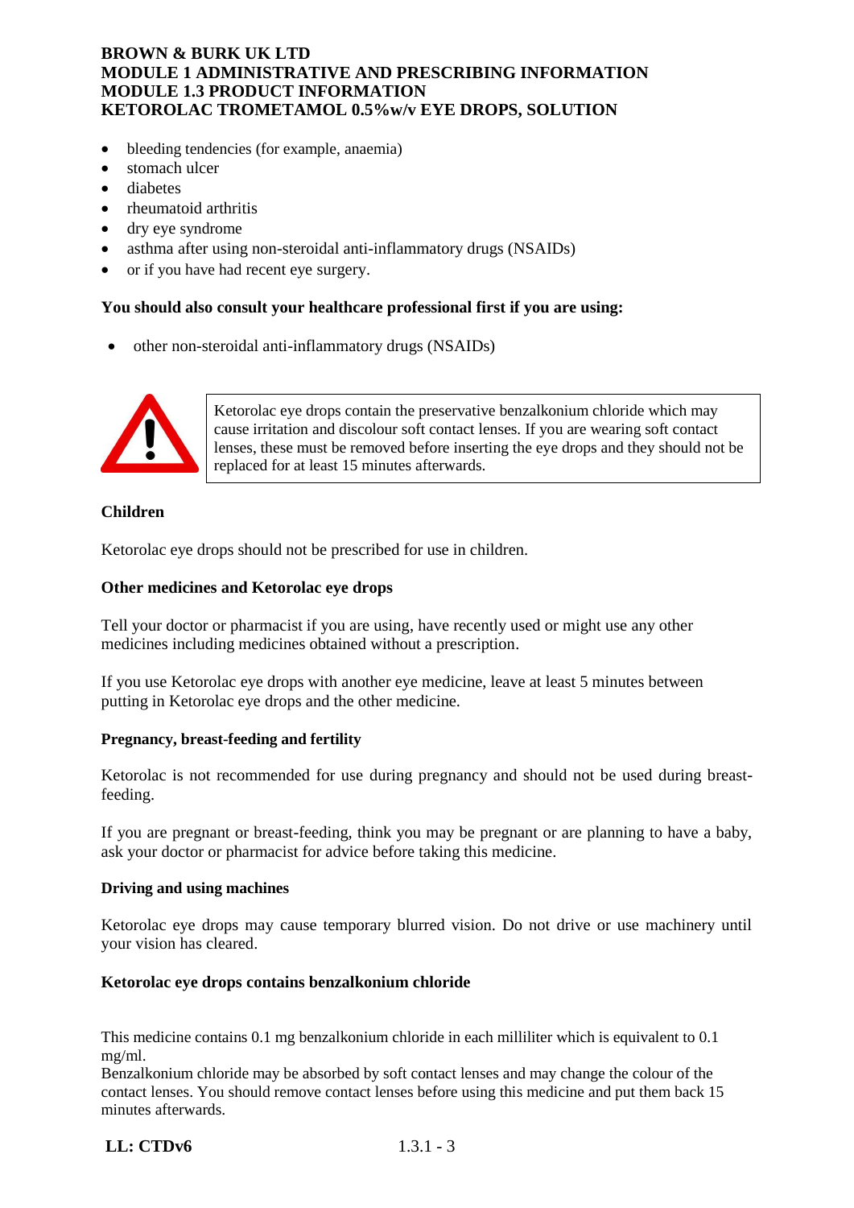- bleeding tendencies (for example, anaemia)
- stomach ulcer
- diabetes
- rheumatoid arthritis
- dry eye syndrome
- asthma after using non-steroidal anti-inflammatory drugs (NSAIDs)
- or if you have had recent eye surgery.

**You should also consult your healthcare professional first if you are using:**

- other non-steroidal anti-inflammatory drugs (NSAIDs)

> Ketorolac eye drops contain the preservative benzalkonium chloride which may cause irritation and discolour soft contact lenses. If you are wearing soft contact lenses, these must be removed before inserting the eye drops and they should not be replaced for at least 15 minutes afterwards.

**Children**

Ketorolac eye drops should not be prescribed for use in children.

**Other medicines and Ketorolac eye drops**

Tell your doctor or pharmacist if you are using, have recently used or might use any other medicines including medicines obtained without a prescription.

If you use Ketorolac eye drops with another eye medicine, leave at least 5 minutes between putting in Ketorolac eye drops and the other medicine.

**Pregnancy, breast-feeding and fertility**

Ketorolac is not recommended for use during pregnancy and should not be used during breast-feeding.

If you are pregnant or breast-feeding, think you may be pregnant or are planning to have a baby, ask your doctor or pharmacist for advice before taking this medicine.

**Driving and using machines**

Ketorolac eye drops may cause temporary blurred vision. Do not drive or use machinery until your vision has cleared.

**Ketorolac eye drops contains benzalkonium chloride**

This medicine contains 0.1 mg benzalkonium chloride in each milliliter which is equivalent to 0.1 mg/ml.
Benzalkonium chloride may be absorbed by soft contact lenses and may change the colour of the contact lenses. You should remove contact lenses before using this medicine and put them back 15 minutes afterwards.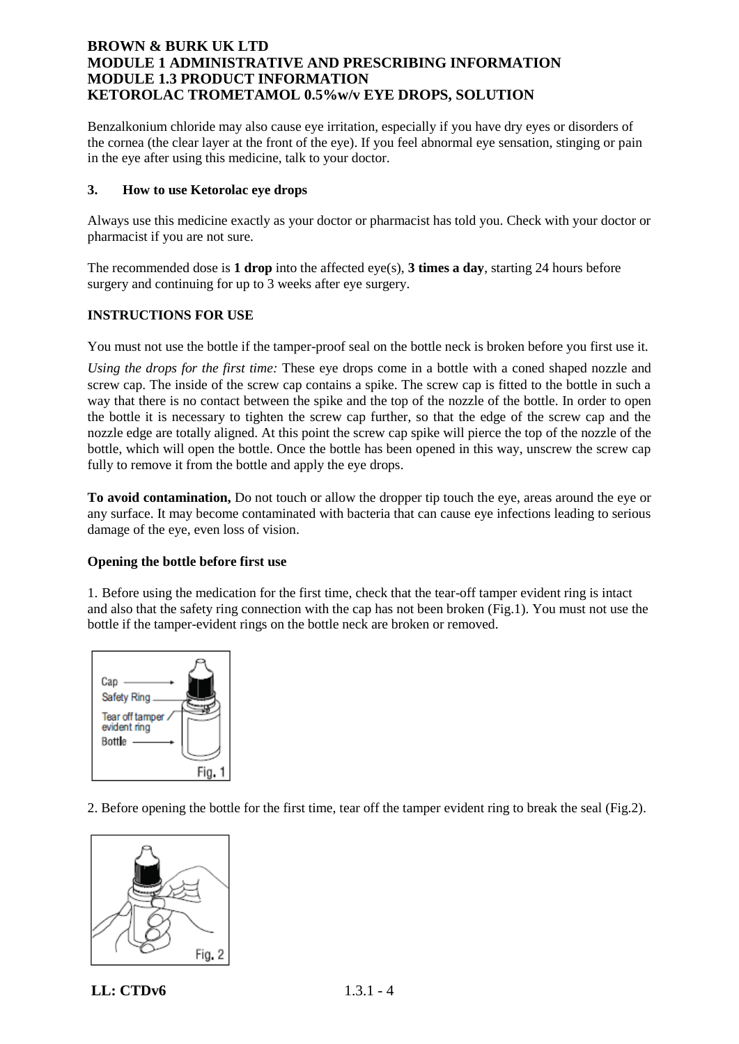Benzalkonium chloride may also cause eye irritation, especially if you have dry eyes or disorders of the cornea (the clear layer at the front of the eye). If you feel abnormal eye sensation, stinging or pain in the eye after using this medicine, talk to your doctor.

## 3. How to use Ketorolac eye drops

Always use this medicine exactly as your doctor or pharmacist has told you. Check with your doctor or pharmacist if you are not sure.

The recommended dose is **1 drop** into the affected eye(s), **3 times a day**, starting 24 hours before surgery and continuing for up to 3 weeks after eye surgery.

### INSTRUCTIONS FOR USE

You must not use the bottle if the tamper-proof seal on the bottle neck is broken before you first use it.

*Using the drops for the first time:* These eye drops come in a bottle with a coned shaped nozzle and screw cap. The inside of the screw cap contains a spike. The screw cap is fitted to the bottle in such a way that there is no contact between the spike and the top of the nozzle of the bottle. In order to open the bottle it is necessary to tighten the screw cap further, so that the edge of the screw cap and the nozzle edge are totally aligned. At this point the screw cap spike will pierce the top of the nozzle of the bottle, which will open the bottle. Once the bottle has been opened in this way, unscrew the screw cap fully to remove it from the bottle and apply the eye drops.

**To avoid contamination,** Do not touch or allow the dropper tip touch the eye, areas around the eye or any surface. It may become contaminated with bacteria that can cause eye infections leading to serious damage of the eye, even loss of vision.

**Opening the bottle before first use**

1. Before using the medication for the first time, check that the tear-off tamper evident ring is intact and also that the safety ring connection with the cap has not been broken (Fig.1). You must not use the bottle if the tamper-evident rings on the bottle neck are broken or removed.

Cap
Safety Ring
Tear off tamper evident ring
Bottle
Fig. 1

2. Before opening the bottle for the first time, tear off the tamper evident ring to break the seal (Fig.2).

Fig. 2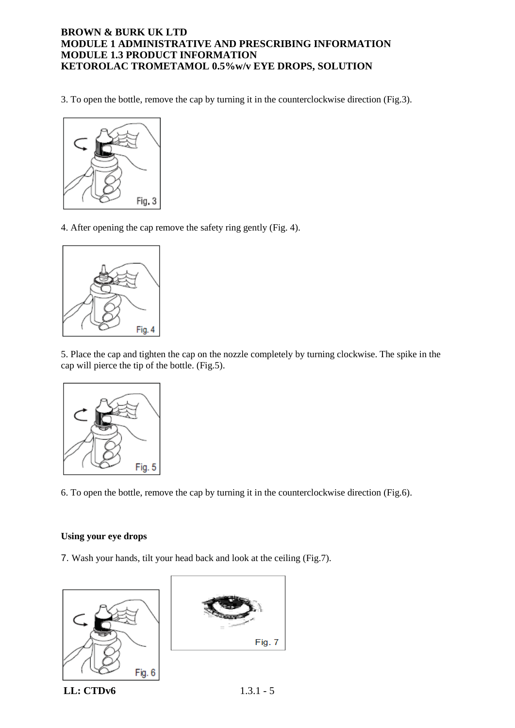3. To open the bottle, remove the cap by turning it in the counterclockwise direction (Fig.3).

Fig. 3

4. After opening the cap remove the safety ring gently (Fig. 4).

Fig. 4

5. Place the cap and tighten the cap on the nozzle completely by turning clockwise. The spike in the cap will pierce the tip of the bottle. (Fig.5).

Fig. 5

6. To open the bottle, remove the cap by turning it in the counterclockwise direction (Fig.6).

**Using your eye drops**

7. Wash your hands, tilt your head back and look at the ceiling (Fig.7).

Fig. 6

Fig. 7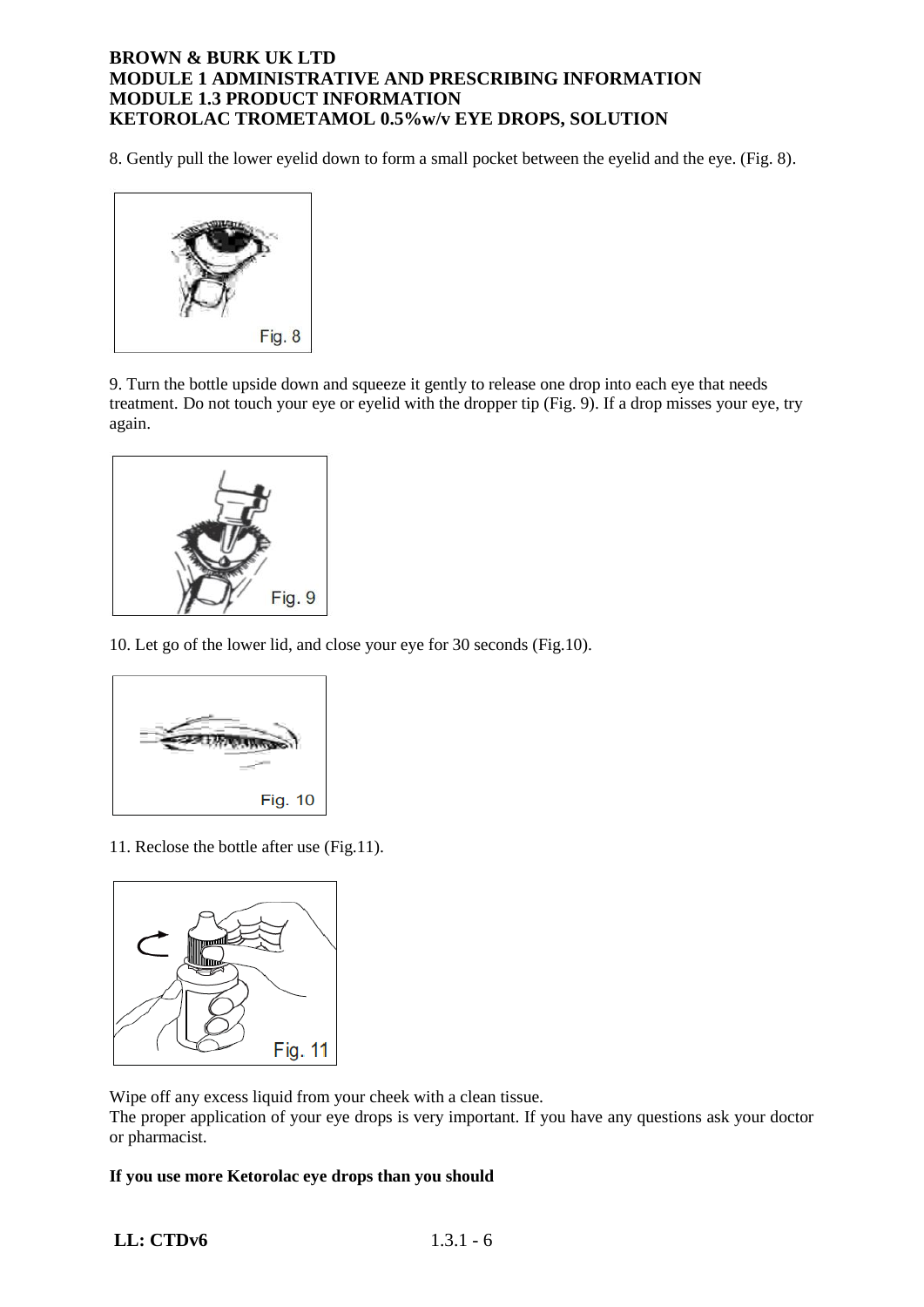8. Gently pull the lower eyelid down to form a small pocket between the eyelid and the eye. (Fig. 8).

Fig. 8

9. Turn the bottle upside down and squeeze it gently to release one drop into each eye that needs treatment. Do not touch your eye or eyelid with the dropper tip (Fig. 9). If a drop misses your eye, try again.

Fig. 9

10. Let go of the lower lid, and close your eye for 30 seconds (Fig.10).

Fig. 10

11. Reclose the bottle after use (Fig.11).

Fig. 11

Wipe off any excess liquid from your cheek with a clean tissue.
The proper application of your eye drops is very important. If you have any questions ask your doctor or pharmacist.

**If you use more Ketorolac eye drops than you should**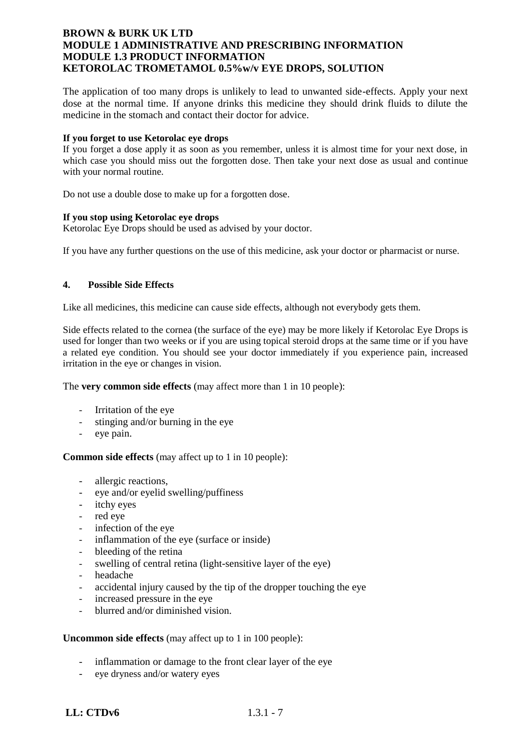The application of too many drops is unlikely to lead to unwanted side-effects. Apply your next dose at the normal time. If anyone drinks this medicine they should drink fluids to dilute the medicine in the stomach and contact their doctor for advice.

**If you forget to use Ketorolac eye drops**

If you forget a dose apply it as soon as you remember, unless it is almost time for your next dose, in which case you should miss out the forgotten dose. Then take your next dose as usual and continue with your normal routine.

Do not use a double dose to make up for a forgotten dose.

**If you stop using Ketorolac eye drops**

Ketorolac Eye Drops should be used as advised by your doctor.

If you have any further questions on the use of this medicine, ask your doctor or pharmacist or nurse.

## 4. Possible Side Effects

Like all medicines, this medicine can cause side effects, although not everybody gets them.

Side effects related to the cornea (the surface of the eye) may be more likely if Ketorolac Eye Drops is used for longer than two weeks or if you are using topical steroid drops at the same time or if you have a related eye condition. You should see your doctor immediately if you experience pain, increased irritation in the eye or changes in vision.

The **very common side effects** (may affect more than 1 in 10 people):

- Irritation of the eye
- stinging and/or burning in the eye
- eye pain.

**Common side effects** (may affect up to 1 in 10 people):

- allergic reactions,
- eye and/or eyelid swelling/puffiness
- itchy eyes
- red eye
- infection of the eye
- inflammation of the eye (surface or inside)
- bleeding of the retina
- swelling of central retina (light-sensitive layer of the eye)
- headache
- accidental injury caused by the tip of the dropper touching the eye
- increased pressure in the eye
- blurred and/or diminished vision.

**Uncommon side effects** (may affect up to 1 in 100 people):

- inflammation or damage to the front clear layer of the eye
- eye dryness and/or watery eyes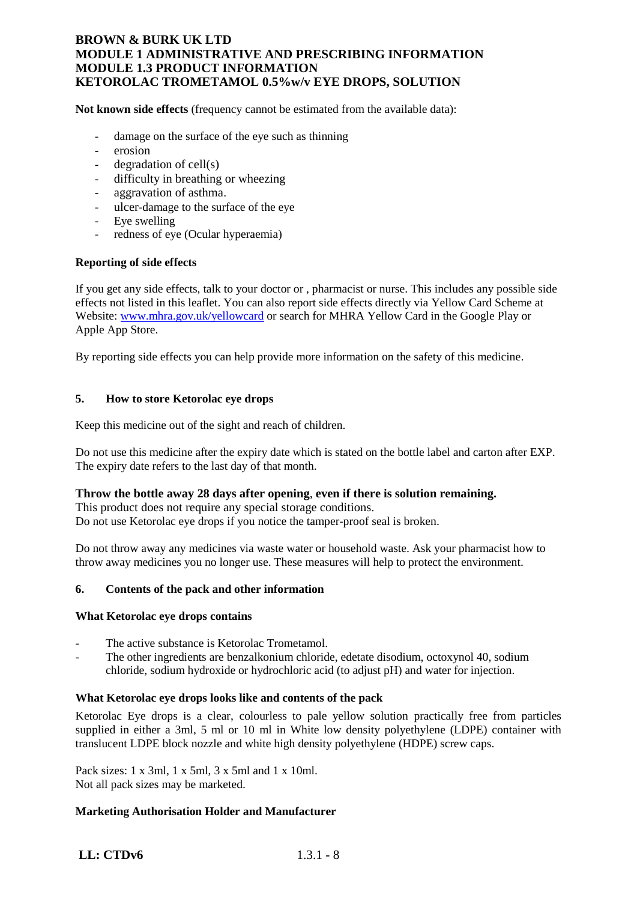**Not known side effects** (frequency cannot be estimated from the available data):

- damage on the surface of the eye such as thinning
- erosion
- degradation of cell(s)
- difficulty in breathing or wheezing
- aggravation of asthma.
- ulcer-damage to the surface of the eye
- Eye swelling
- redness of eye (Ocular hyperaemia)

**Reporting of side effects**

If you get any side effects, talk to your doctor or , pharmacist or nurse. This includes any possible side effects not listed in this leaflet. You can also report side effects directly via Yellow Card Scheme at Website: www.mhra.gov.uk/yellowcard or search for MHRA Yellow Card in the Google Play or Apple App Store.

By reporting side effects you can help provide more information on the safety of this medicine.

## 5. How to store Ketorolac eye drops

Keep this medicine out of the sight and reach of children.

Do not use this medicine after the expiry date which is stated on the bottle label and carton after EXP. The expiry date refers to the last day of that month.

**Throw the bottle away 28 days after opening**, **even if there is solution remaining.**
This product does not require any special storage conditions.
Do not use Ketorolac eye drops if you notice the tamper-proof seal is broken.

Do not throw away any medicines via waste water or household waste. Ask your pharmacist how to throw away medicines you no longer use. These measures will help to protect the environment.

## 6. Contents of the pack and other information

**What Ketorolac eye drops contains**

- The active substance is Ketorolac Trometamol.
- The other ingredients are benzalkonium chloride, edetate disodium, octoxynol 40, sodium chloride, sodium hydroxide or hydrochloric acid (to adjust pH) and water for injection.

**What Ketorolac eye drops looks like and contents of the pack**

Ketorolac Eye drops is a clear, colourless to pale yellow solution practically free from particles supplied in either a 3ml, 5 ml or 10 ml in White low density polyethylene (LDPE) container with translucent LDPE block nozzle and white high density polyethylene (HDPE) screw caps.

Pack sizes: 1 x 3ml, 1 x 5ml, 3 x 5ml and 1 x 10ml.
Not all pack sizes may be marketed.

**Marketing Authorisation Holder and Manufacturer**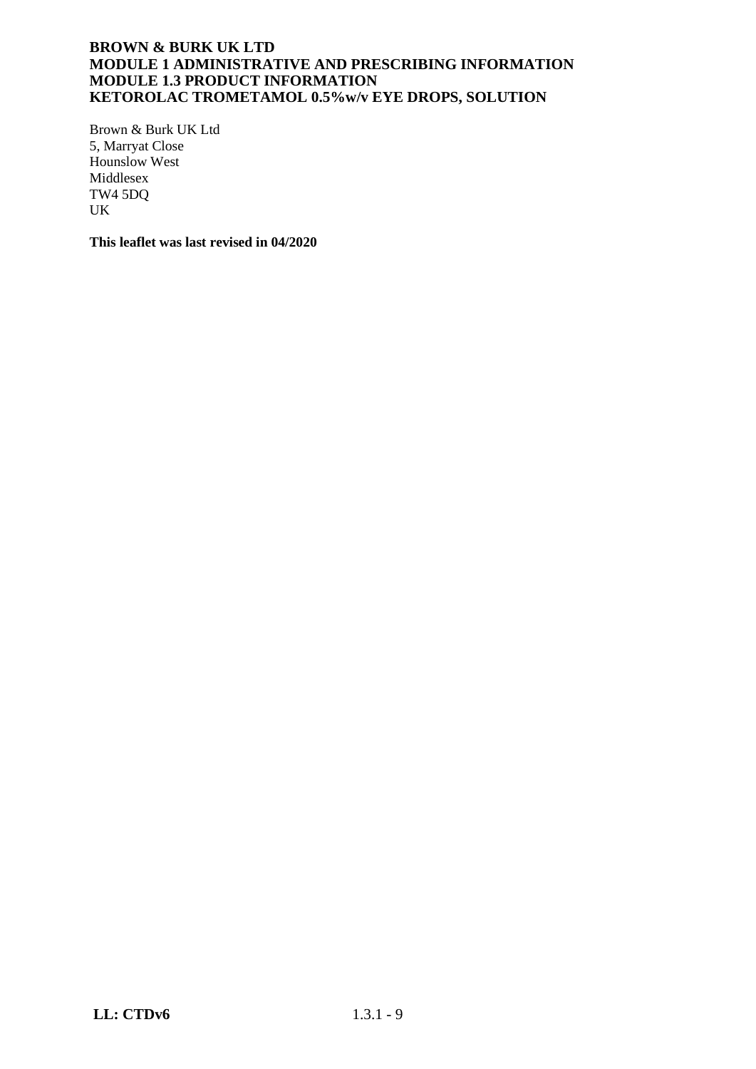Brown & Burk UK Ltd
5, Marryat Close
Hounslow West
Middlesex
TW4 5DQ
UK

**This leaflet was last revised in 04/2020**